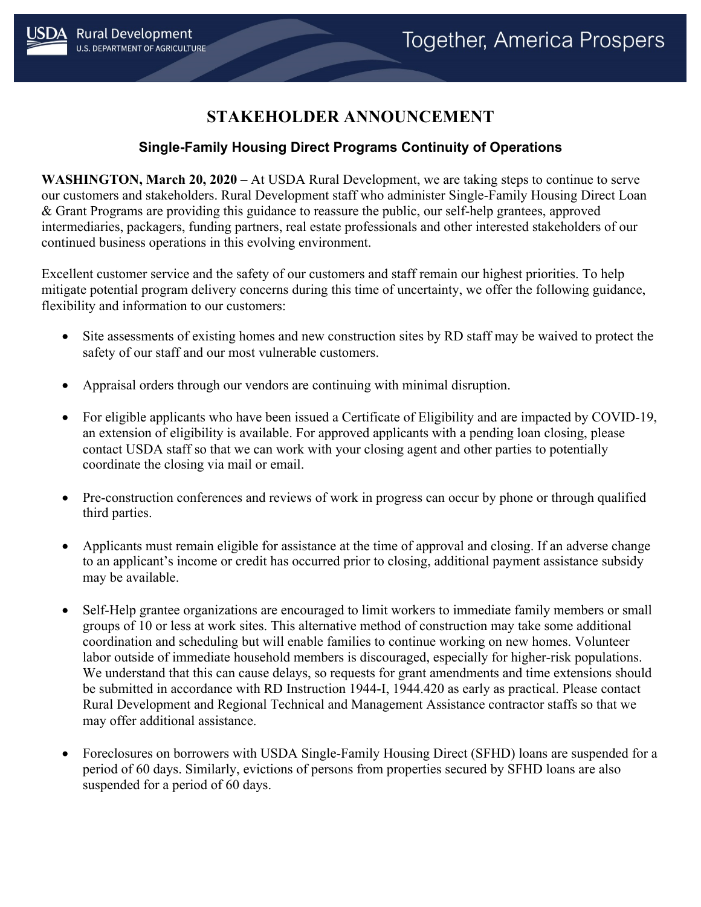# STAKEHOLDER ANNOUNCEMENT

## Single-Family Housing Direct Programs Continuity of Operations

**WASHINGTON, March 20, 2020** – At USDA Rural Development, we are taking steps to continue to serve our customers and stakeholders. Rural Development staff who administer Single-Family Housing Direct Loan & Grant Programs are providing this guidance to reassure the public, our self-help grantees, approved intermediaries, packagers, funding partners, real estate professionals and other interested stakeholders of our continued business operations in this evolving environment.

Excellent customer service and the safety of our customers and staff remain our highest priorities. To help mitigate potential program delivery concerns during this time of uncertainty, we offer the following guidance, flexibility and information to our customers:

- Site assessments of existing homes and new construction sites by RD staff may be waived to protect the safety of our staff and our most vulnerable customers.

- Appraisal orders through our vendors are continuing with minimal disruption.

- For eligible applicants who have been issued a Certificate of Eligibility and are impacted by COVID-19, an extension of eligibility is available. For approved applicants with a pending loan closing, please contact USDA staff so that we can work with your closing agent and other parties to potentially coordinate the closing via mail or email.

- Pre-construction conferences and reviews of work in progress can occur by phone or through qualified third parties.

- Applicants must remain eligible for assistance at the time of approval and closing. If an adverse change to an applicant's income or credit has occurred prior to closing, additional payment assistance subsidy may be available.

- Self-Help grantee organizations are encouraged to limit workers to immediate family members or small groups of 10 or less at work sites. This alternative method of construction may take some additional coordination and scheduling but will enable families to continue working on new homes. Volunteer labor outside of immediate household members is discouraged, especially for higher-risk populations. We understand that this can cause delays, so requests for grant amendments and time extensions should be submitted in accordance with RD Instruction 1944-I, 1944.420 as early as practical. Please contact Rural Development and Regional Technical and Management Assistance contractor staffs so that we may offer additional assistance.

- Foreclosures on borrowers with USDA Single-Family Housing Direct (SFHD) loans are suspended for a period of 60 days. Similarly, evictions of persons from properties secured by SFHD loans are also suspended for a period of 60 days.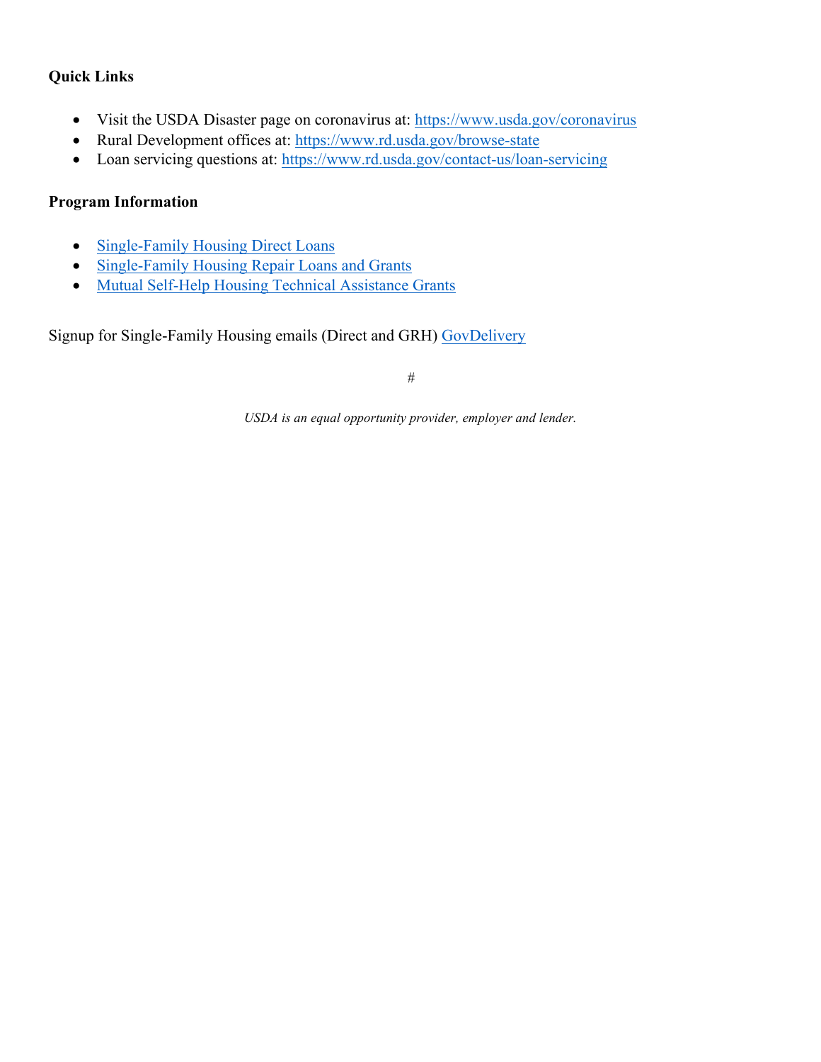**Quick Links**

- Visit the USDA Disaster page on coronavirus at: https://www.usda.gov/coronavirus
- Rural Development offices at: https://www.rd.usda.gov/browse-state
- Loan servicing questions at: https://www.rd.usda.gov/contact-us/loan-servicing

**Program Information**

- Single-Family Housing Direct Loans
- Single-Family Housing Repair Loans and Grants
- Mutual Self-Help Housing Technical Assistance Grants

Signup for Single-Family Housing emails (Direct and GRH) GovDelivery

#

*USDA is an equal opportunity provider, employer and lender.*